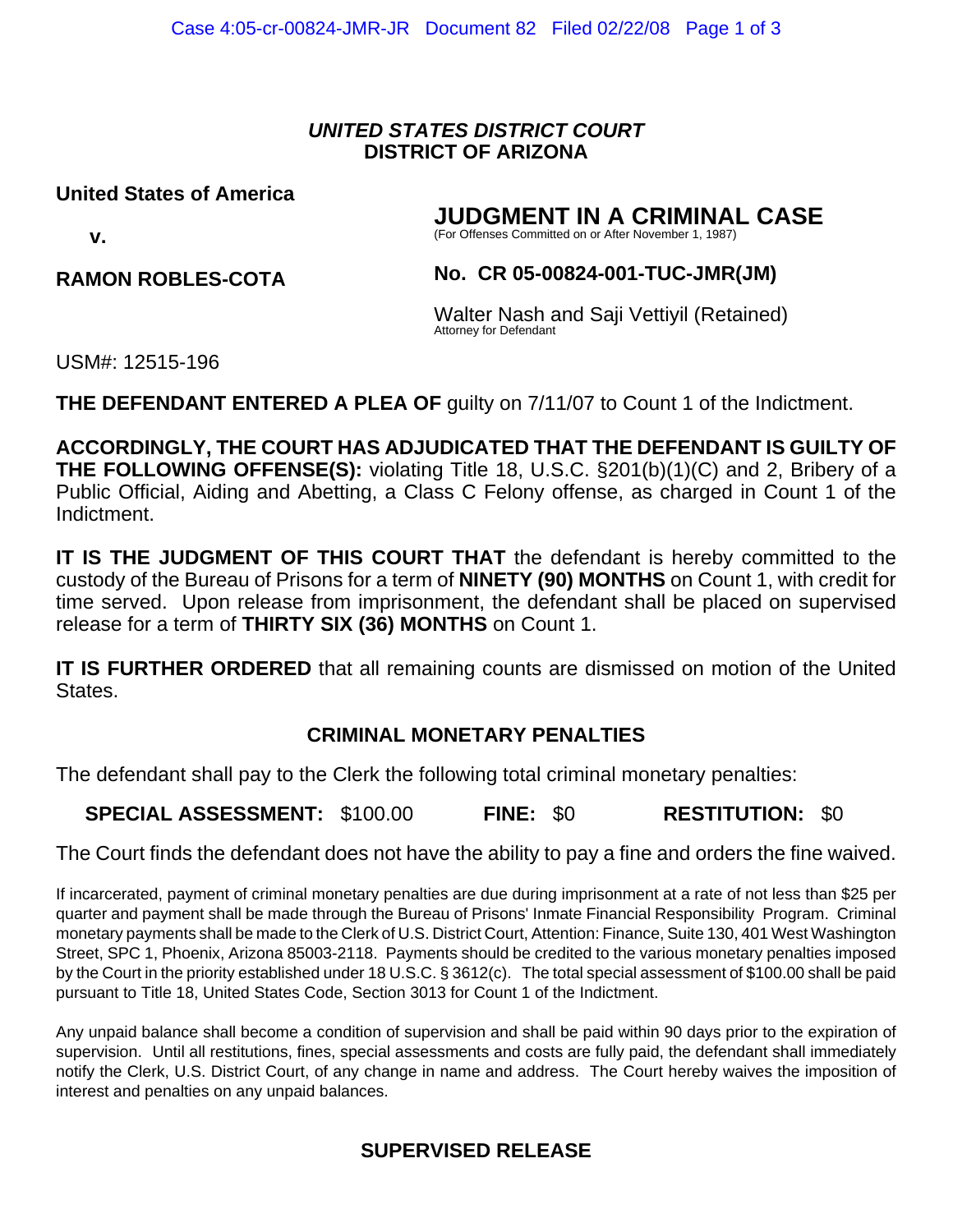***UNITED STATES DISTRICT COURT***
**DISTRICT OF ARIZONA**

**United States of America**

**v.**

**RAMON ROBLES-COTA**

# JUDGMENT IN A CRIMINAL CASE

(For Offenses Committed on or After November 1, 1987)

**No. CR 05-00824-001-TUC-JMR(JM)**

Walter Nash and Saji Vettiyil (Retained)
Attorney for Defendant

USM#: 12515-196

**THE DEFENDANT ENTERED A PLEA OF** guilty on 7/11/07 to Count 1 of the Indictment.

**ACCORDINGLY, THE COURT HAS ADJUDICATED THAT THE DEFENDANT IS GUILTY OF THE FOLLOWING OFFENSE(S):** violating Title 18, U.S.C. §201(b)(1)(C) and 2, Bribery of a Public Official, Aiding and Abetting, a Class C Felony offense, as charged in Count 1 of the Indictment.

**IT IS THE JUDGMENT OF THIS COURT THAT** the defendant is hereby committed to the custody of the Bureau of Prisons for a term of **NINETY (90) MONTHS** on Count 1, with credit for time served. Upon release from imprisonment, the defendant shall be placed on supervised release for a term of **THIRTY SIX (36) MONTHS** on Count 1.

**IT IS FURTHER ORDERED** that all remaining counts are dismissed on motion of the United States.

## CRIMINAL MONETARY PENALTIES

The defendant shall pay to the Clerk the following total criminal monetary penalties:

**SPECIAL ASSESSMENT:** $100.00 **FINE:** $0 **RESTITUTION:** $0

The Court finds the defendant does not have the ability to pay a fine and orders the fine waived.

If incarcerated, payment of criminal monetary penalties are due during imprisonment at a rate of not less than $25 per quarter and payment shall be made through the Bureau of Prisons' Inmate Financial Responsibility Program. Criminal monetary payments shall be made to the Clerk of U.S. District Court, Attention: Finance, Suite 130, 401 West Washington Street, SPC 1, Phoenix, Arizona 85003-2118. Payments should be credited to the various monetary penalties imposed by the Court in the priority established under 18 U.S.C. § 3612(c). The total special assessment of $100.00 shall be paid pursuant to Title 18, United States Code, Section 3013 for Count 1 of the Indictment.

Any unpaid balance shall become a condition of supervision and shall be paid within 90 days prior to the expiration of supervision. Until all restitutions, fines, special assessments and costs are fully paid, the defendant shall immediately notify the Clerk, U.S. District Court, of any change in name and address. The Court hereby waives the imposition of interest and penalties on any unpaid balances.

## SUPERVISED RELEASE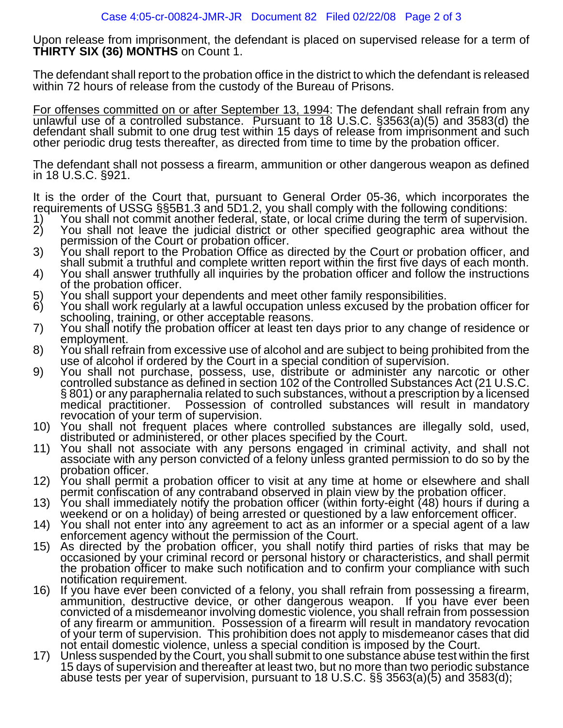Upon release from imprisonment, the defendant is placed on supervised release for a term of **THIRTY SIX (36) MONTHS** on Count 1.

The defendant shall report to the probation office in the district to which the defendant is released within 72 hours of release from the custody of the Bureau of Prisons.

<u>For offenses committed on or after September 13, 1994</u>: The defendant shall refrain from any unlawful use of a controlled substance. Pursuant to 18 U.S.C. §3563(a)(5) and 3583(d) the defendant shall submit to one drug test within 15 days of release from imprisonment and such other periodic drug tests thereafter, as directed from time to time by the probation officer.

The defendant shall not possess a firearm, ammunition or other dangerous weapon as defined in 18 U.S.C. §921.

It is the order of the Court that, pursuant to General Order 05-36, which incorporates the requirements of USSG §§5B1.3 and 5D1.2, you shall comply with the following conditions:

1) You shall not commit another federal, state, or local crime during the term of supervision.
2) You shall not leave the judicial district or other specified geographic area without the permission of the Court or probation officer.
3) You shall report to the Probation Office as directed by the Court or probation officer, and shall submit a truthful and complete written report within the first five days of each month.
4) You shall answer truthfully all inquiries by the probation officer and follow the instructions of the probation officer.
5) You shall support your dependents and meet other family responsibilities.
6) You shall work regularly at a lawful occupation unless excused by the probation officer for schooling, training, or other acceptable reasons.
7) You shall notify the probation officer at least ten days prior to any change of residence or employment.
8) You shall refrain from excessive use of alcohol and are subject to being prohibited from the use of alcohol if ordered by the Court in a special condition of supervision.
9) You shall not purchase, possess, use, distribute or administer any narcotic or other controlled substance as defined in section 102 of the Controlled Substances Act (21 U.S.C. § 801) or any paraphernalia related to such substances, without a prescription by a licensed medical practitioner. Possession of controlled substances will result in mandatory revocation of your term of supervision.
10) You shall not frequent places where controlled substances are illegally sold, used, distributed or administered, or other places specified by the Court.
11) You shall not associate with any persons engaged in criminal activity, and shall not associate with any person convicted of a felony unless granted permission to do so by the probation officer.
12) You shall permit a probation officer to visit at any time at home or elsewhere and shall permit confiscation of any contraband observed in plain view by the probation officer.
13) You shall immediately notify the probation officer (within forty-eight (48) hours if during a weekend or on a holiday) of being arrested or questioned by a law enforcement officer.
14) You shall not enter into any agreement to act as an informer or a special agent of a law enforcement agency without the permission of the Court.
15) As directed by the probation officer, you shall notify third parties of risks that may be occasioned by your criminal record or personal history or characteristics, and shall permit the probation officer to make such notification and to confirm your compliance with such notification requirement.
16) If you have ever been convicted of a felony, you shall refrain from possessing a firearm, ammunition, destructive device, or other dangerous weapon. If you have ever been convicted of a misdemeanor involving domestic violence, you shall refrain from possession of any firearm or ammunition. Possession of a firearm will result in mandatory revocation of your term of supervision. This prohibition does not apply to misdemeanor cases that did not entail domestic violence, unless a special condition is imposed by the Court.
17) Unless suspended by the Court, you shall submit to one substance abuse test within the first 15 days of supervision and thereafter at least two, but no more than two periodic substance abuse tests per year of supervision, pursuant to 18 U.S.C. §§ 3563(a)(5) and 3583(d);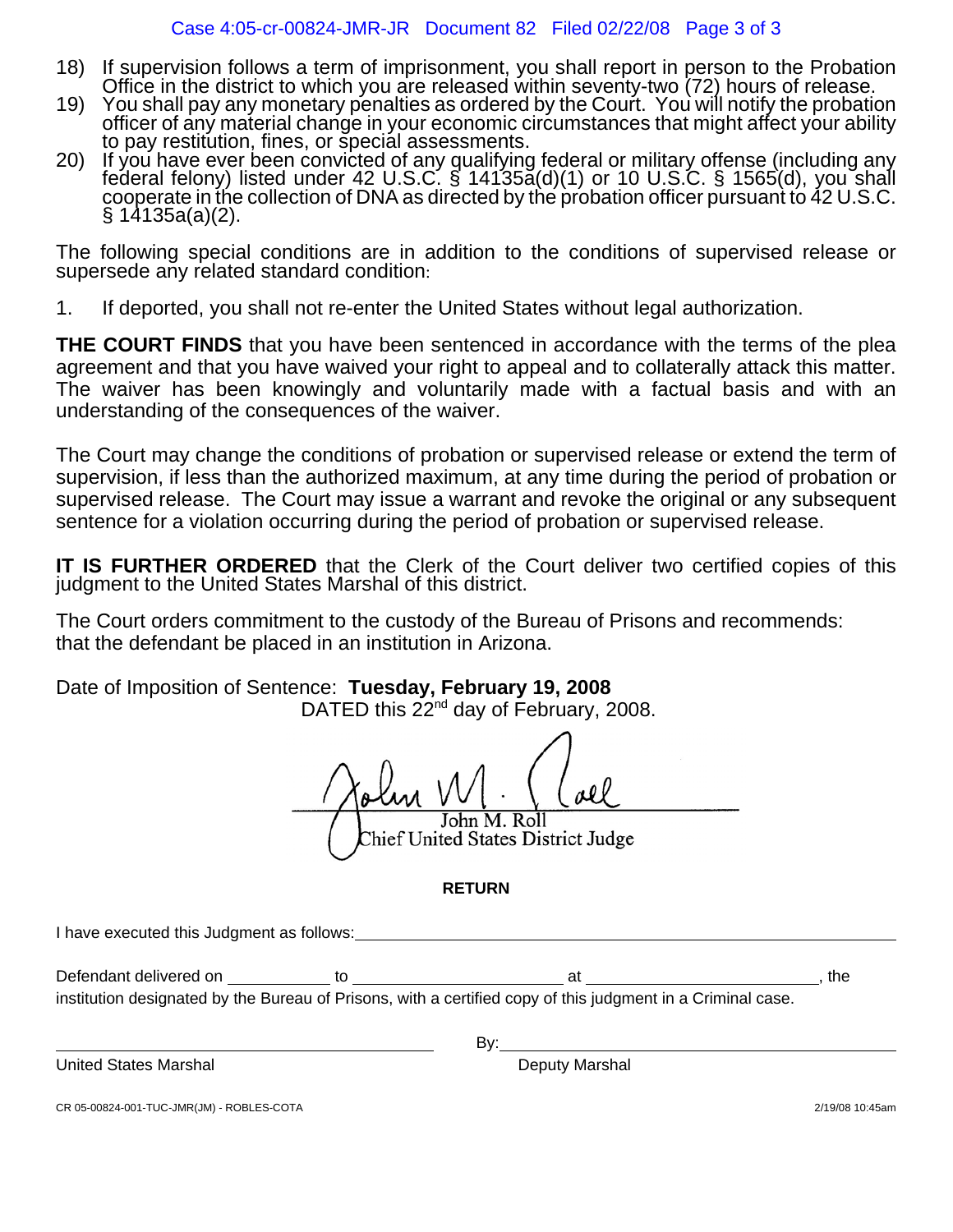18) If supervision follows a term of imprisonment, you shall report in person to the Probation Office in the district to which you are released within seventy-two (72) hours of release.
19) You shall pay any monetary penalties as ordered by the Court. You will notify the probation officer of any material change in your economic circumstances that might affect your ability to pay restitution, fines, or special assessments.
20) If you have ever been convicted of any qualifying federal or military offense (including any federal felony) listed under 42 U.S.C. § 14135a(d)(1) or 10 U.S.C. § 1565(d), you shall cooperate in the collection of DNA as directed by the probation officer pursuant to 42 U.S.C. § 14135a(a)(2).

The following special conditions are in addition to the conditions of supervised release or supersede any related standard condition:

1. If deported, you shall not re-enter the United States without legal authorization.

**THE COURT FINDS** that you have been sentenced in accordance with the terms of the plea agreement and that you have waived your right to appeal and to collaterally attack this matter. The waiver has been knowingly and voluntarily made with a factual basis and with an understanding of the consequences of the waiver.

The Court may change the conditions of probation or supervised release or extend the term of supervision, if less than the authorized maximum, at any time during the period of probation or supervised release. The Court may issue a warrant and revoke the original or any subsequent sentence for a violation occurring during the period of probation or supervised release.

**IT IS FURTHER ORDERED** that the Clerk of the Court deliver two certified copies of this judgment to the United States Marshal of this district.

The Court orders commitment to the custody of the Bureau of Prisons and recommends: that the defendant be placed in an institution in Arizona.

Date of Imposition of Sentence: **Tuesday, February 19, 2008**

DATED this 22nd day of February, 2008.

John M. Roll
Chief United States District Judge

**RETURN**

I have executed this Judgment as follows: ______________________________

Defendant delivered on ____________ to ______________________ at ______________________, the institution designated by the Bureau of Prisons, with a certified copy of this judgment in a Criminal case.

______________________________ By: ______________________________

United States Marshal Deputy Marshal

CR 05-00824-001-TUC-JMR(JM) - ROBLES-COTA 2/19/08 10:45am